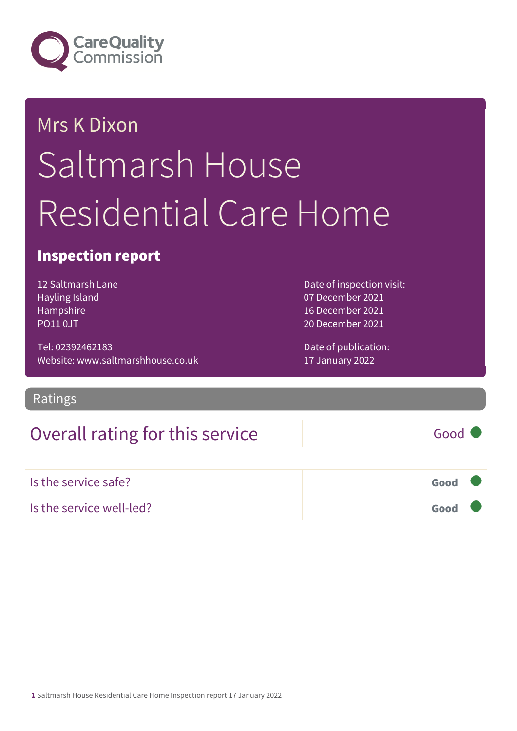Care Quality Commission

# Mrs K Dixon

# Saltmarsh House Residential Care Home

## Inspection report

12 Saltmarsh Lane
Hayling Island
Hampshire
PO11 0JT

Tel: 02392462183
Website: www.saltmarshhouse.co.uk

Date of inspection visit:
07 December 2021
16 December 2021
20 December 2021

Date of publication:
17 January 2022

## Ratings

| Overall rating for this service | Good |
|---|---|

| Is the service safe? | Good |
|---|---|
| Is the service well-led? | Good |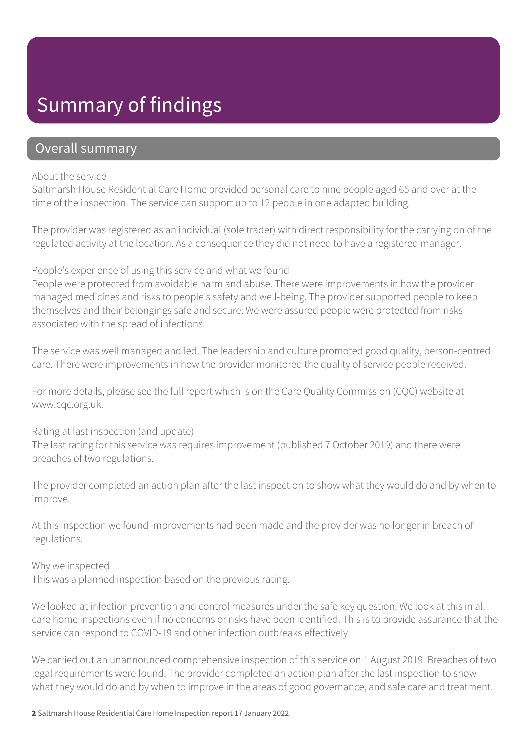# Summary of findings

## Overall summary

About the service

Saltmarsh House Residential Care Home provided personal care to nine people aged 65 and over at the time of the inspection. The service can support up to 12 people in one adapted building.

The provider was registered as an individual (sole trader) with direct responsibility for the carrying on of the regulated activity at the location. As a consequence they did not need to have a registered manager.

People's experience of using this service and what we found

People were protected from avoidable harm and abuse. There were improvements in how the provider managed medicines and risks to people's safety and well-being. The provider supported people to keep themselves and their belongings safe and secure. We were assured people were protected from risks associated with the spread of infections.

The service was well managed and led. The leadership and culture promoted good quality, person-centred care. There were improvements in how the provider monitored the quality of service people received.

For more details, please see the full report which is on the Care Quality Commission (CQC) website at www.cqc.org.uk.

Rating at last inspection (and update)

The last rating for this service was requires improvement (published 7 October 2019) and there were breaches of two regulations.

The provider completed an action plan after the last inspection to show what they would do and by when to improve.

At this inspection we found improvements had been made and the provider was no longer in breach of regulations.

Why we inspected

This was a planned inspection based on the previous rating.

We looked at infection prevention and control measures under the safe key question. We look at this in all care home inspections even if no concerns or risks have been identified. This is to provide assurance that the service can respond to COVID-19 and other infection outbreaks effectively.

We carried out an unannounced comprehensive inspection of this service on 1 August 2019. Breaches of two legal requirements were found. The provider completed an action plan after the last inspection to show what they would do and by when to improve in the areas of good governance, and safe care and treatment.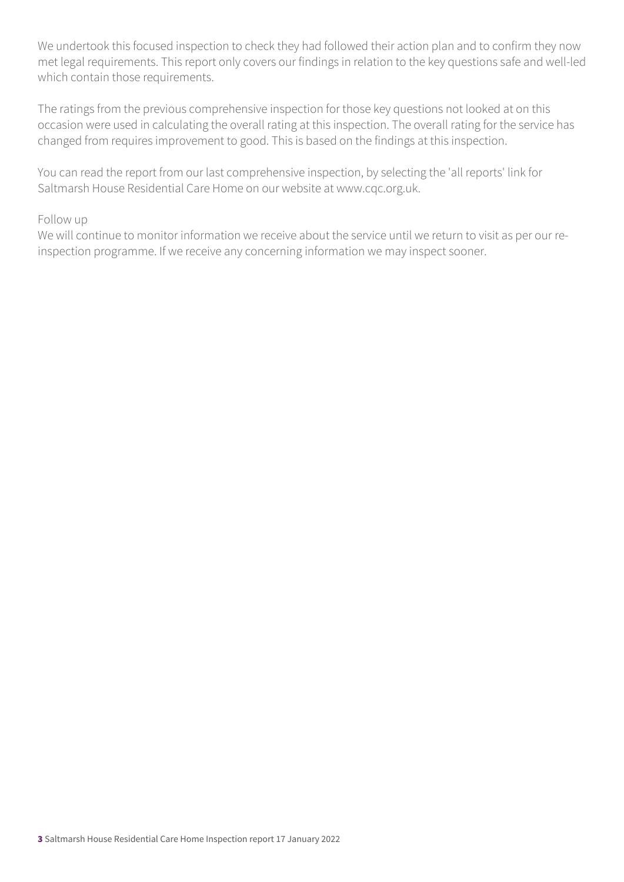We undertook this focused inspection to check they had followed their action plan and to confirm they now met legal requirements. This report only covers our findings in relation to the key questions safe and well-led which contain those requirements.

The ratings from the previous comprehensive inspection for those key questions not looked at on this occasion were used in calculating the overall rating at this inspection. The overall rating for the service has changed from requires improvement to good. This is based on the findings at this inspection.

You can read the report from our last comprehensive inspection, by selecting the 'all reports' link for Saltmarsh House Residential Care Home on our website at www.cqc.org.uk.

Follow up

We will continue to monitor information we receive about the service until we return to visit as per our re-inspection programme. If we receive any concerning information we may inspect sooner.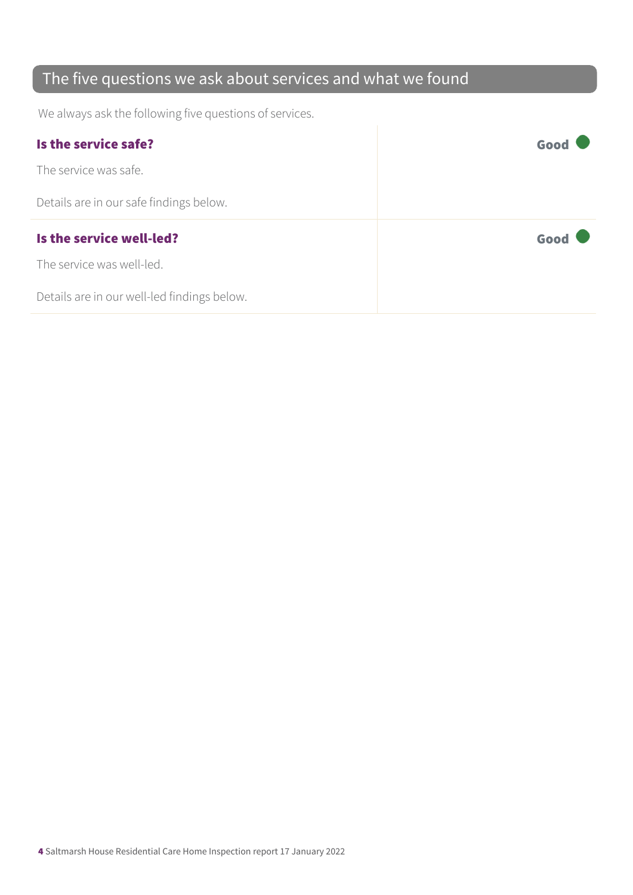## The five questions we ask about services and what we found

We always ask the following five questions of services.

| | |
|---|---|
| **Is the service safe?**<br><br>The service was safe.<br><br>Details are in our safe findings below. | **Good** |
| **Is the service well-led?**<br><br>The service was well-led.<br><br>Details are in our well-led findings below. | **Good** |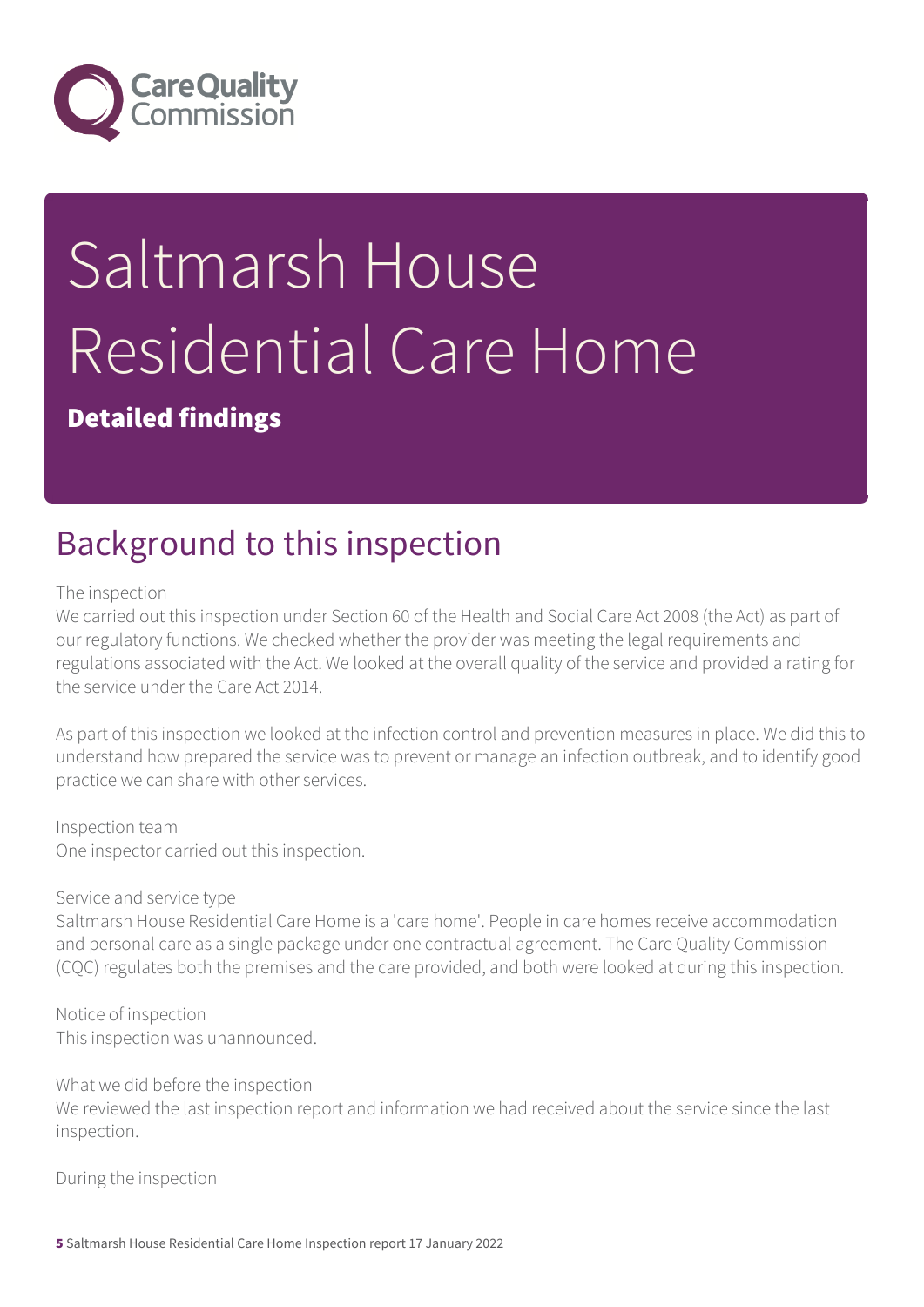# Saltmarsh House Residential Care Home

**Detailed findings**

## Background to this inspection

The inspection
We carried out this inspection under Section 60 of the Health and Social Care Act 2008 (the Act) as part of our regulatory functions. We checked whether the provider was meeting the legal requirements and regulations associated with the Act. We looked at the overall quality of the service and provided a rating for the service under the Care Act 2014.

As part of this inspection we looked at the infection control and prevention measures in place. We did this to understand how prepared the service was to prevent or manage an infection outbreak, and to identify good practice we can share with other services.

Inspection team
One inspector carried out this inspection.

Service and service type
Saltmarsh House Residential Care Home is a 'care home'. People in care homes receive accommodation and personal care as a single package under one contractual agreement. The Care Quality Commission (CQC) regulates both the premises and the care provided, and both were looked at during this inspection.

Notice of inspection
This inspection was unannounced.

What we did before the inspection
We reviewed the last inspection report and information we had received about the service since the last inspection.

During the inspection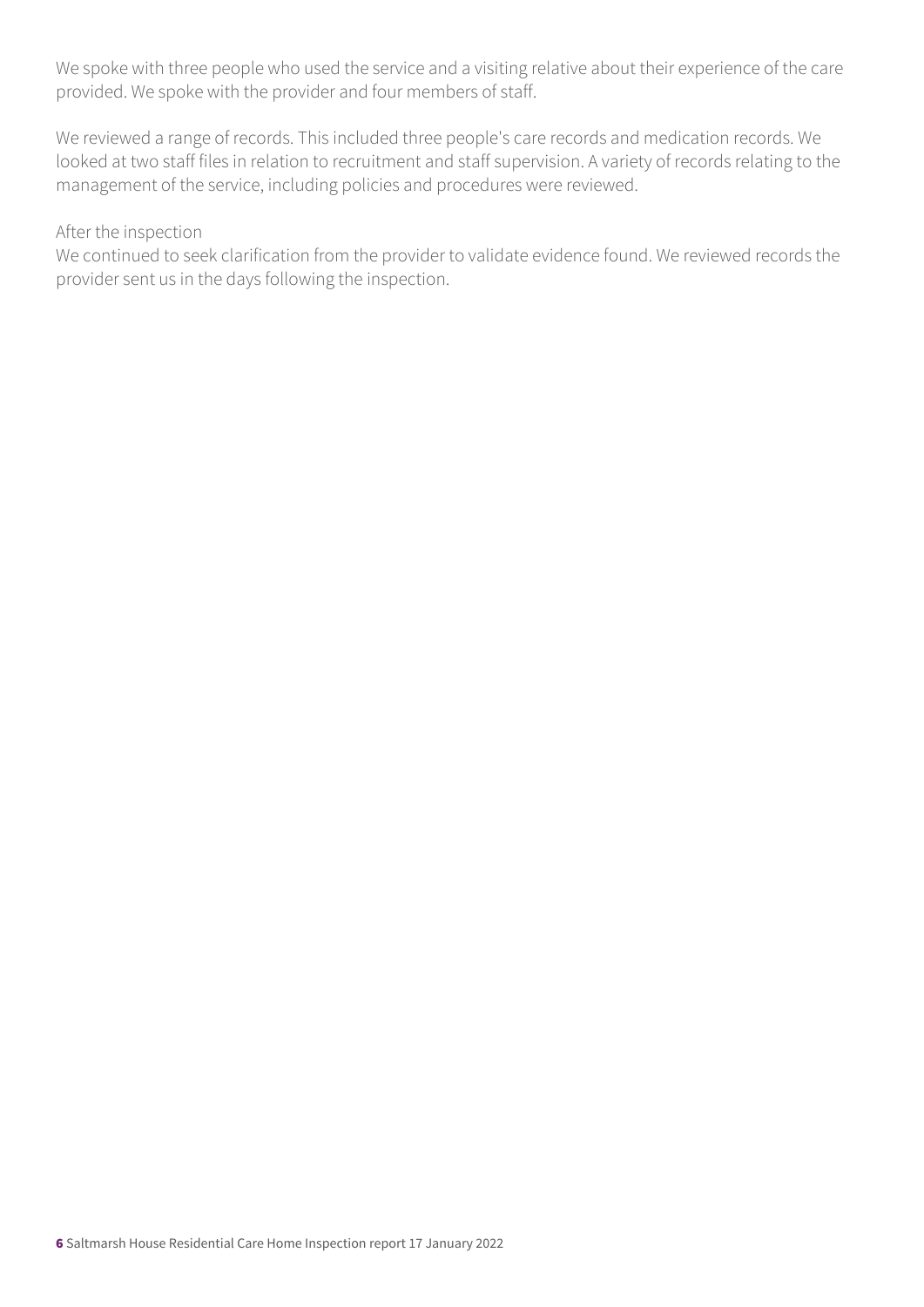We spoke with three people who used the service and a visiting relative about their experience of the care provided. We spoke with the provider and four members of staff.

We reviewed a range of records. This included three people's care records and medication records. We looked at two staff files in relation to recruitment and staff supervision. A variety of records relating to the management of the service, including policies and procedures were reviewed.

After the inspection

We continued to seek clarification from the provider to validate evidence found. We reviewed records the provider sent us in the days following the inspection.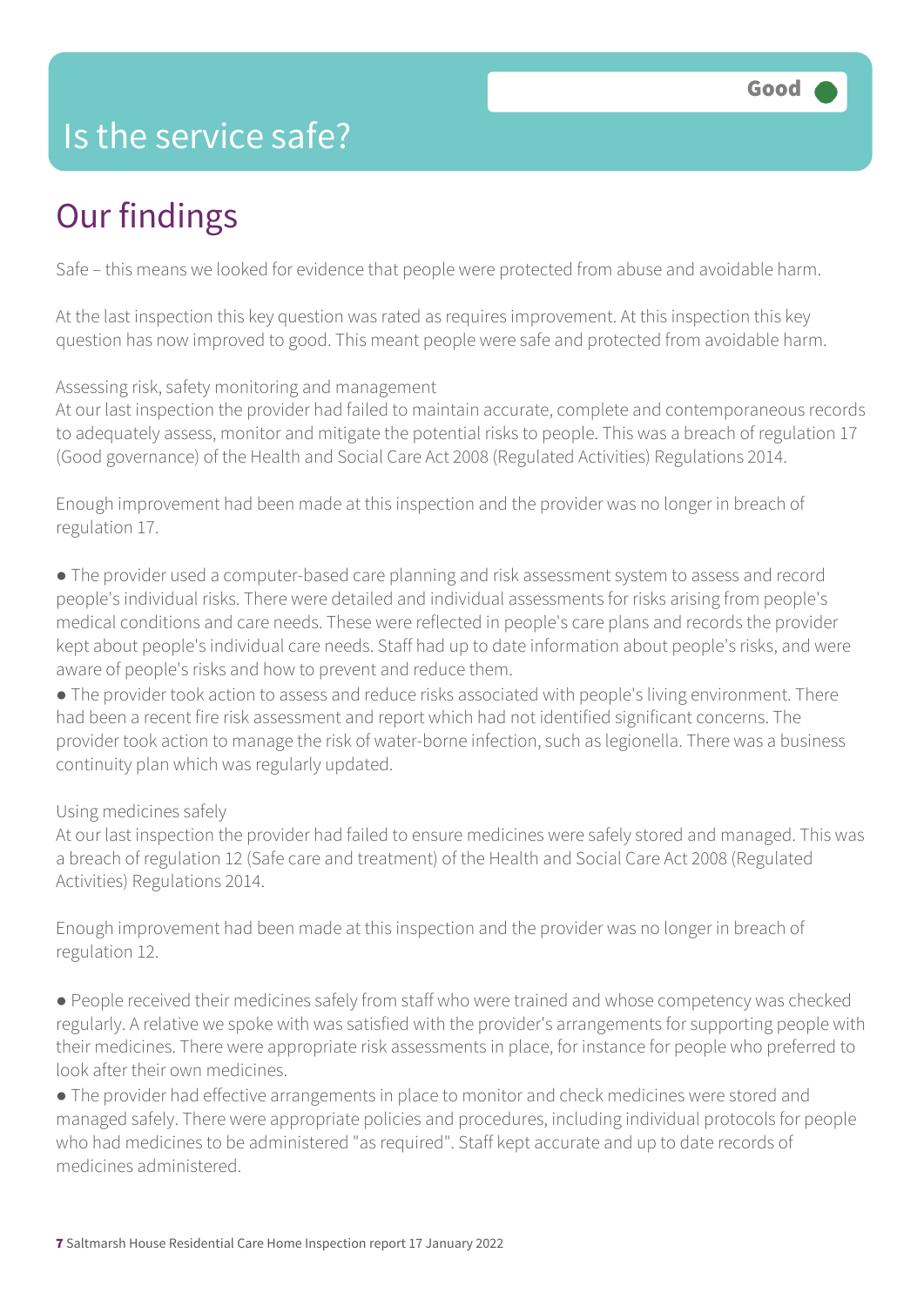# Is the service safe?

Good

## Our findings

Safe – this means we looked for evidence that people were protected from abuse and avoidable harm.

At the last inspection this key question was rated as requires improvement. At this inspection this key question has now improved to good. This meant people were safe and protected from avoidable harm.

### Assessing risk, safety monitoring and management

At our last inspection the provider had failed to maintain accurate, complete and contemporaneous records to adequately assess, monitor and mitigate the potential risks to people. This was a breach of regulation 17 (Good governance) of the Health and Social Care Act 2008 (Regulated Activities) Regulations 2014.

Enough improvement had been made at this inspection and the provider was no longer in breach of regulation 17.

- The provider used a computer-based care planning and risk assessment system to assess and record people's individual risks. There were detailed and individual assessments for risks arising from people's medical conditions and care needs. These were reflected in people's care plans and records the provider kept about people's individual care needs. Staff had up to date information about people's risks, and were aware of people's risks and how to prevent and reduce them.
- The provider took action to assess and reduce risks associated with people's living environment. There had been a recent fire risk assessment and report which had not identified significant concerns. The provider took action to manage the risk of water-borne infection, such as legionella. There was a business continuity plan which was regularly updated.

### Using medicines safely

At our last inspection the provider had failed to ensure medicines were safely stored and managed. This was a breach of regulation 12 (Safe care and treatment) of the Health and Social Care Act 2008 (Regulated Activities) Regulations 2014.

Enough improvement had been made at this inspection and the provider was no longer in breach of regulation 12.

- People received their medicines safely from staff who were trained and whose competency was checked regularly. A relative we spoke with was satisfied with the provider's arrangements for supporting people with their medicines. There were appropriate risk assessments in place, for instance for people who preferred to look after their own medicines.
- The provider had effective arrangements in place to monitor and check medicines were stored and managed safely. There were appropriate policies and procedures, including individual protocols for people who had medicines to be administered "as required". Staff kept accurate and up to date records of medicines administered.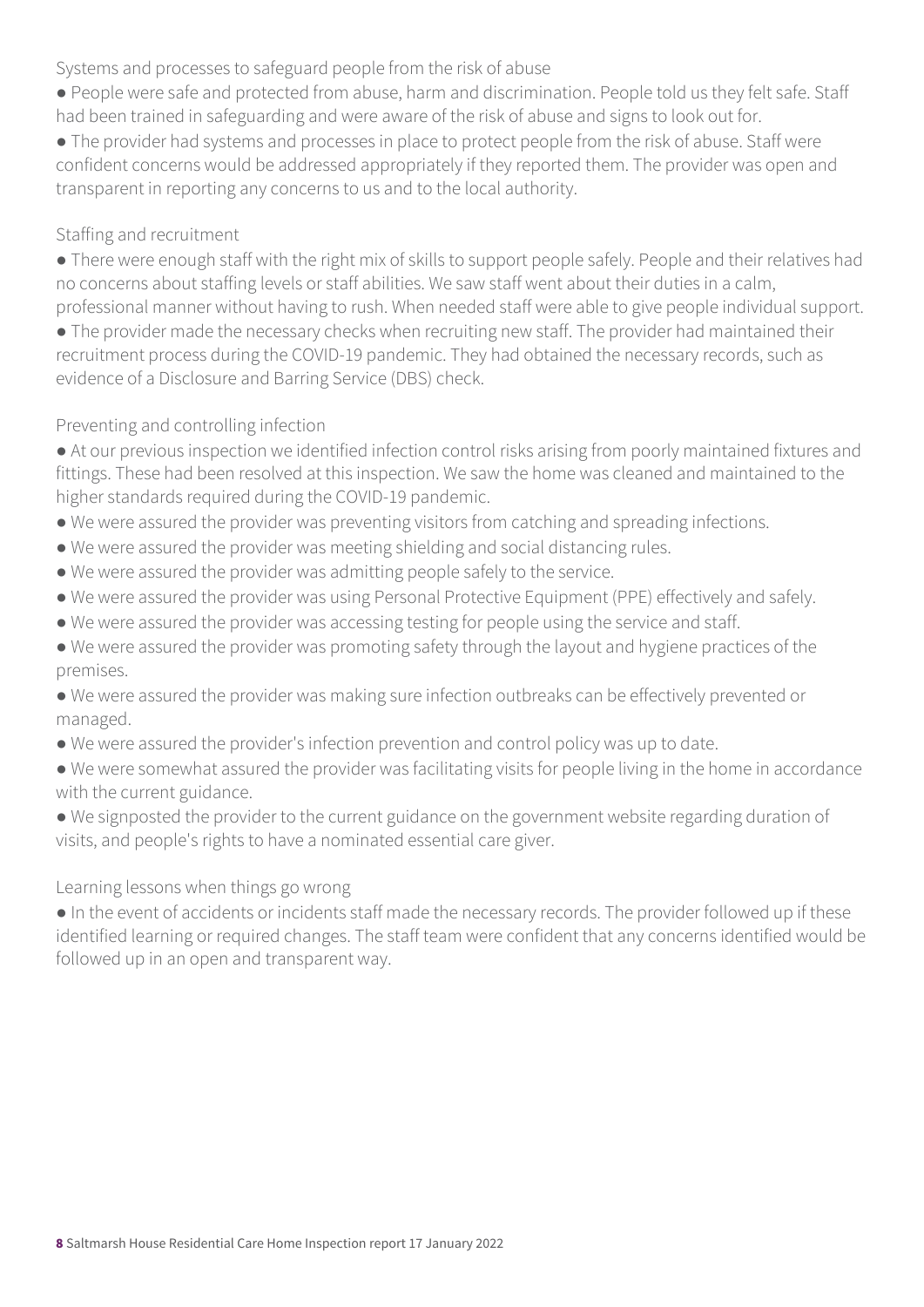### Systems and processes to safeguard people from the risk of abuse

- People were safe and protected from abuse, harm and discrimination. People told us they felt safe. Staff had been trained in safeguarding and were aware of the risk of abuse and signs to look out for.
- The provider had systems and processes in place to protect people from the risk of abuse. Staff were confident concerns would be addressed appropriately if they reported them. The provider was open and transparent in reporting any concerns to us and to the local authority.

### Staffing and recruitment

- There were enough staff with the right mix of skills to support people safely. People and their relatives had no concerns about staffing levels or staff abilities. We saw staff went about their duties in a calm, professional manner without having to rush. When needed staff were able to give people individual support.
- The provider made the necessary checks when recruiting new staff. The provider had maintained their recruitment process during the COVID-19 pandemic. They had obtained the necessary records, such as evidence of a Disclosure and Barring Service (DBS) check.

### Preventing and controlling infection

- At our previous inspection we identified infection control risks arising from poorly maintained fixtures and fittings. These had been resolved at this inspection. We saw the home was cleaned and maintained to the higher standards required during the COVID-19 pandemic.
- We were assured the provider was preventing visitors from catching and spreading infections.
- We were assured the provider was meeting shielding and social distancing rules.
- We were assured the provider was admitting people safely to the service.
- We were assured the provider was using Personal Protective Equipment (PPE) effectively and safely.
- We were assured the provider was accessing testing for people using the service and staff.
- We were assured the provider was promoting safety through the layout and hygiene practices of the premises.
- We were assured the provider was making sure infection outbreaks can be effectively prevented or managed.
- We were assured the provider's infection prevention and control policy was up to date.
- We were somewhat assured the provider was facilitating visits for people living in the home in accordance with the current guidance.
- We signposted the provider to the current guidance on the government website regarding duration of visits, and people's rights to have a nominated essential care giver.

### Learning lessons when things go wrong

- In the event of accidents or incidents staff made the necessary records. The provider followed up if these identified learning or required changes. The staff team were confident that any concerns identified would be followed up in an open and transparent way.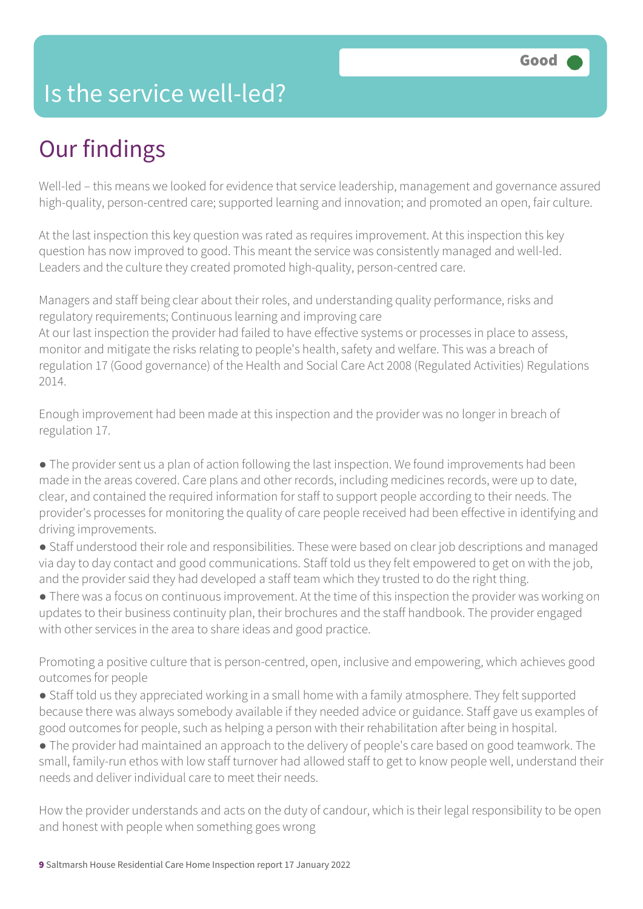# Is the service well-led?

**Good**

## Our findings

Well-led – this means we looked for evidence that service leadership, management and governance assured high-quality, person-centred care; supported learning and innovation; and promoted an open, fair culture.

At the last inspection this key question was rated as requires improvement. At this inspection this key question has now improved to good. This meant the service was consistently managed and well-led. Leaders and the culture they created promoted high-quality, person-centred care.

Managers and staff being clear about their roles, and understanding quality performance, risks and regulatory requirements; Continuous learning and improving care

At our last inspection the provider had failed to have effective systems or processes in place to assess, monitor and mitigate the risks relating to people's health, safety and welfare. This was a breach of regulation 17 (Good governance) of the Health and Social Care Act 2008 (Regulated Activities) Regulations 2014.

Enough improvement had been made at this inspection and the provider was no longer in breach of regulation 17.

- The provider sent us a plan of action following the last inspection. We found improvements had been made in the areas covered. Care plans and other records, including medicines records, were up to date, clear, and contained the required information for staff to support people according to their needs. The provider's processes for monitoring the quality of care people received had been effective in identifying and driving improvements.
- Staff understood their role and responsibilities. These were based on clear job descriptions and managed via day to day contact and good communications. Staff told us they felt empowered to get on with the job, and the provider said they had developed a staff team which they trusted to do the right thing.
- There was a focus on continuous improvement. At the time of this inspection the provider was working on updates to their business continuity plan, their brochures and the staff handbook. The provider engaged with other services in the area to share ideas and good practice.

Promoting a positive culture that is person-centred, open, inclusive and empowering, which achieves good outcomes for people

- Staff told us they appreciated working in a small home with a family atmosphere. They felt supported because there was always somebody available if they needed advice or guidance. Staff gave us examples of good outcomes for people, such as helping a person with their rehabilitation after being in hospital.
- The provider had maintained an approach to the delivery of people's care based on good teamwork. The small, family-run ethos with low staff turnover had allowed staff to get to know people well, understand their needs and deliver individual care to meet their needs.

How the provider understands and acts on the duty of candour, which is their legal responsibility to be open and honest with people when something goes wrong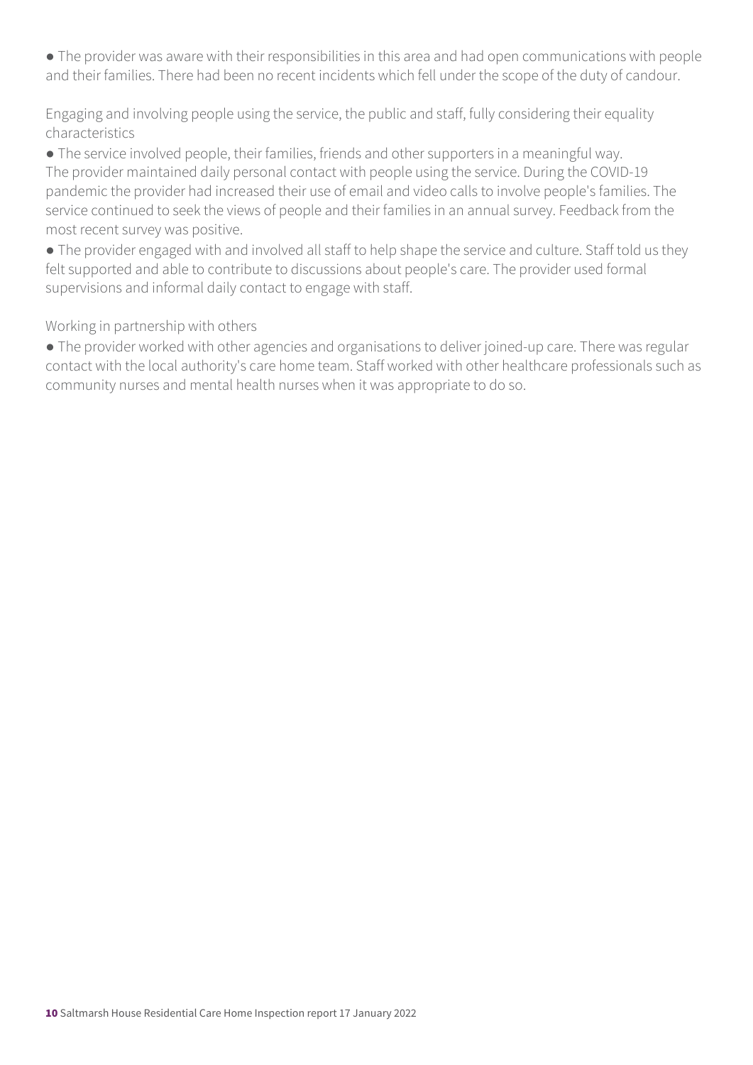- The provider was aware with their responsibilities in this area and had open communications with people and their families. There had been no recent incidents which fell under the scope of the duty of candour.

Engaging and involving people using the service, the public and staff, fully considering their equality characteristics

- The service involved people, their families, friends and other supporters in a meaningful way. The provider maintained daily personal contact with people using the service. During the COVID-19 pandemic the provider had increased their use of email and video calls to involve people's families. The service continued to seek the views of people and their families in an annual survey. Feedback from the most recent survey was positive.
- The provider engaged with and involved all staff to help shape the service and culture. Staff told us they felt supported and able to contribute to discussions about people's care. The provider used formal supervisions and informal daily contact to engage with staff.

Working in partnership with others

- The provider worked with other agencies and organisations to deliver joined-up care. There was regular contact with the local authority's care home team. Staff worked with other healthcare professionals such as community nurses and mental health nurses when it was appropriate to do so.